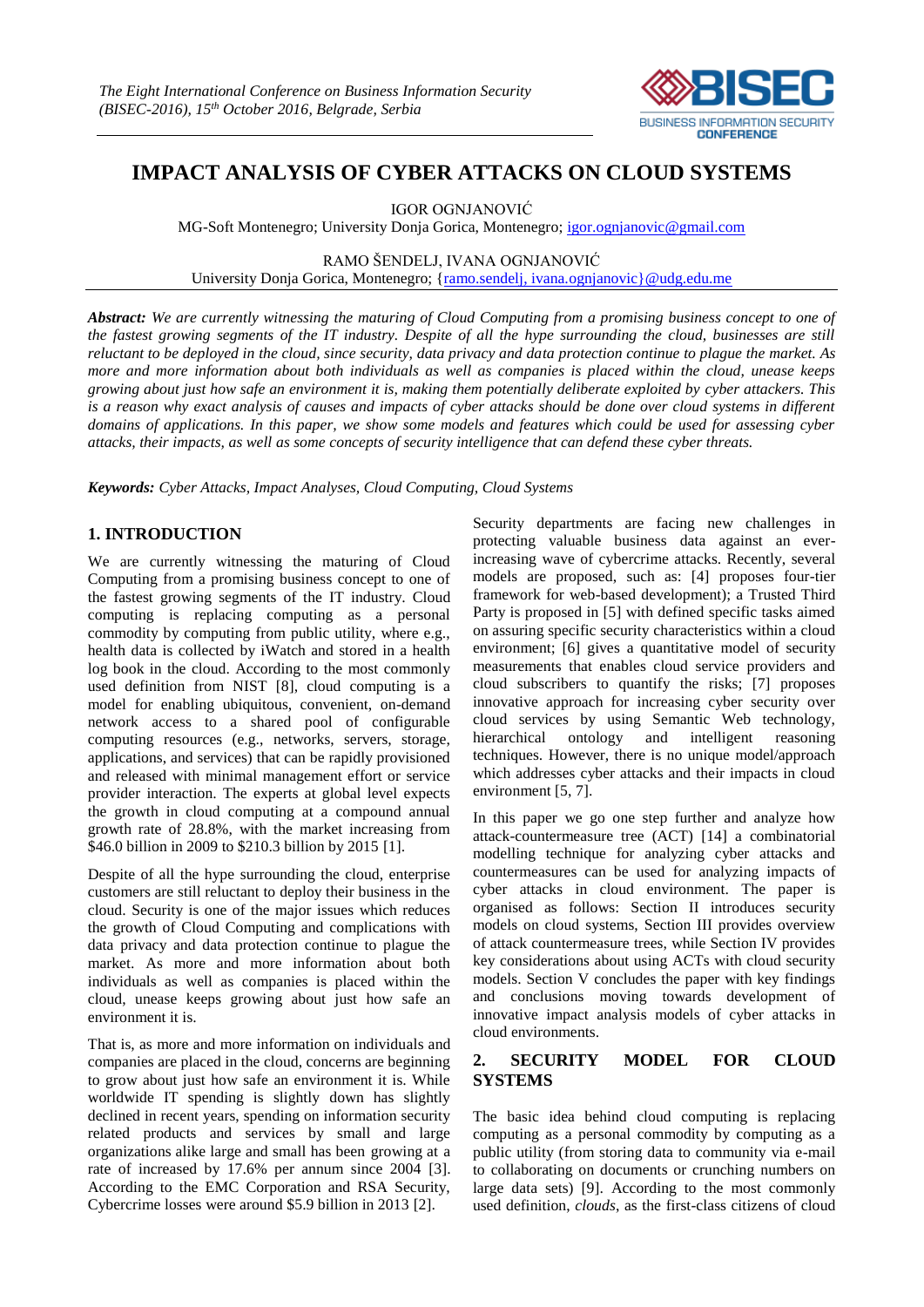# IMPACT ANALYSIS OF CYBER ATTACKS ON CLOUD SYSTEMS

IGOR OGNJANOVIĆ

MG-Soft Montenegro; University Donja Gorica, Montenegro; igor.ognjanovic@gmail.com

RAMO ŠENDELJ, IVANA OGNJANOVIĆ

University Donja Gorica, Montenegro; {ramo.sendelj, ivana.ognjanovic}@udg.edu.me

***Abstract:*** *We are currently witnessing the maturing of Cloud Computing from a promising business concept to one of the fastest growing segments of the IT industry. Despite of all the hype surrounding the cloud, businesses are still reluctant to be deployed in the cloud, since security, data privacy and data protection continue to plague the market. As more and more information about both individuals as well as companies is placed within the cloud, unease keeps growing about just how safe an environment it is, making them potentially deliberate exploited by cyber attackers. This is a reason why exact analysis of causes and impacts of cyber attacks should be done over cloud systems in different domains of applications. In this paper, we show some models and features which could be used for assessing cyber attacks, their impacts, as well as some concepts of security intelligence that can defend these cyber threats.*

***Keywords:*** *Cyber Attacks, Impact Analyses, Cloud Computing, Cloud Systems*

## 1. INTRODUCTION

We are currently witnessing the maturing of Cloud Computing from a promising business concept to one of the fastest growing segments of the IT industry. Cloud computing is replacing computing as a personal commodity by computing from public utility, where e.g., health data is collected by iWatch and stored in a health log book in the cloud. According to the most commonly used definition from NIST [8], cloud computing is a model for enabling ubiquitous, convenient, on-demand network access to a shared pool of configurable computing resources (e.g., networks, servers, storage, applications, and services) that can be rapidly provisioned and released with minimal management effort or service provider interaction. The experts at global level expects the growth in cloud computing at a compound annual growth rate of 28.8%, with the market increasing from \$46.0 billion in 2009 to \$210.3 billion by 2015 [1].

Despite of all the hype surrounding the cloud, enterprise customers are still reluctant to deploy their business in the cloud. Security is one of the major issues which reduces the growth of Cloud Computing and complications with data privacy and data protection continue to plague the market. As more and more information about both individuals as well as companies is placed within the cloud, unease keeps growing about just how safe an environment it is.

That is, as more and more information on individuals and companies are placed in the cloud, concerns are beginning to grow about just how safe an environment it is. While worldwide IT spending is slightly down has slightly declined in recent years, spending on information security related products and services by small and large organizations alike large and small has been growing at a rate of increased by 17.6% per annum since 2004 [3]. According to the EMC Corporation and RSA Security, Cybercrime losses were around \$5.9 billion in 2013 [2].

Security departments are facing new challenges in protecting valuable business data against an ever-increasing wave of cybercrime attacks. Recently, several models are proposed, such as: [4] proposes four-tier framework for web-based development); a Trusted Third Party is proposed in [5] with defined specific tasks aimed on assuring specific security characteristics within a cloud environment; [6] gives a quantitative model of security measurements that enables cloud service providers and cloud subscribers to quantify the risks; [7] proposes innovative approach for increasing cyber security over cloud services by using Semantic Web technology, hierarchical ontology and intelligent reasoning techniques. However, there is no unique model/approach which addresses cyber attacks and their impacts in cloud environment [5, 7].

In this paper we go one step further and analyze how attack-countermeasure tree (ACT) [14] a combinatorial modelling technique for analyzing cyber attacks and countermeasures can be used for analyzing impacts of cyber attacks in cloud environment. The paper is organised as follows: Section II introduces security models on cloud systems, Section III provides overview of attack countermeasure trees, while Section IV provides key considerations about using ACTs with cloud security models. Section V concludes the paper with key findings and conclusions moving towards development of innovative impact analysis models of cyber attacks in cloud environments.

## 2. SECURITY MODEL FOR CLOUD SYSTEMS

The basic idea behind cloud computing is replacing computing as a personal commodity by computing as a public utility (from storing data to community via e-mail to collaborating on documents or crunching numbers on large data sets) [9]. According to the most commonly used definition, *clouds*, as the first-class citizens of cloud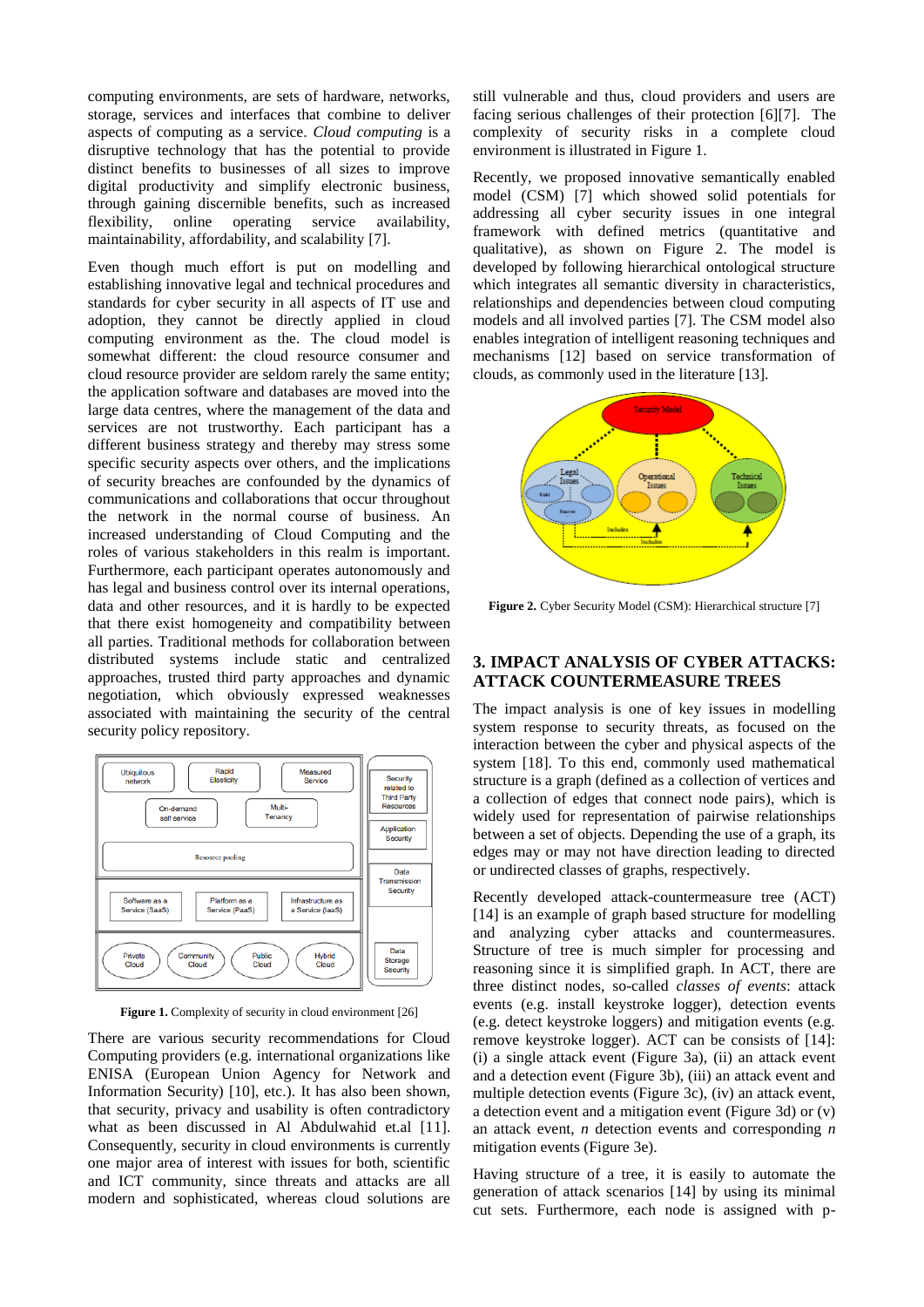computing environments, are sets of hardware, networks, storage, services and interfaces that combine to deliver aspects of computing as a service. *Cloud computing* is a disruptive technology that has the potential to provide distinct benefits to businesses of all sizes to improve digital productivity and simplify electronic business, through gaining discernible benefits, such as increased flexibility, online operating service availability, maintainability, affordability, and scalability [7].

Even though much effort is put on modelling and establishing innovative legal and technical procedures and standards for cyber security in all aspects of IT use and adoption, they cannot be directly applied in cloud computing environment as the. The cloud model is somewhat different: the cloud resource consumer and cloud resource provider are seldom rarely the same entity; the application software and databases are moved into the large data centres, where the management of the data and services are not trustworthy. Each participant has a different business strategy and thereby may stress some specific security aspects over others, and the implications of security breaches are confounded by the dynamics of communications and collaborations that occur throughout the network in the normal course of business. An increased understanding of Cloud Computing and the roles of various stakeholders in this realm is important. Furthermore, each participant operates autonomously and has legal and business control over its internal operations, data and other resources, and it is hardly to be expected that there exist homogeneity and compatibility between all parties. Traditional methods for collaboration between distributed systems include static and centralized approaches, trusted third party approaches and dynamic negotiation, which obviously expressed weaknesses associated with maintaining the security of the central security policy repository.

**Figure 1.** Complexity of security in cloud environment [26]

There are various security recommendations for Cloud Computing providers (e.g. international organizations like ENISA (European Union Agency for Network and Information Security) [10], etc.). It has also been shown, that security, privacy and usability is often contradictory what as been discussed in Al Abdulwahid et.al [11]. Consequently, security in cloud environments is currently one major area of interest with issues for both, scientific and ICT community, since threats and attacks are all modern and sophisticated, whereas cloud solutions are still vulnerable and thus, cloud providers and users are facing serious challenges of their protection [6][7]. The complexity of security risks in a complete cloud environment is illustrated in Figure 1.

Recently, we proposed innovative semantically enabled model (CSM) [7] which showed solid potentials for addressing all cyber security issues in one integral framework with defined metrics (quantitative and qualitative), as shown on Figure 2. The model is developed by following hierarchical ontological structure which integrates all semantic diversity in characteristics, relationships and dependencies between cloud computing models and all involved parties [7]. The CSM model also enables integration of intelligent reasoning techniques and mechanisms [12] based on service transformation of clouds, as commonly used in the literature [13].

**Figure 2.** Cyber Security Model (CSM): Hierarchical structure [7]

## 3. IMPACT ANALYSIS OF CYBER ATTACKS: ATTACK COUNTERMEASURE TREES

The impact analysis is one of key issues in modelling system response to security threats, as focused on the interaction between the cyber and physical aspects of the system [18]. To this end, commonly used mathematical structure is a graph (defined as a collection of vertices and a collection of edges that connect node pairs), which is widely used for representation of pairwise relationships between a set of objects. Depending the use of a graph, its edges may or may not have direction leading to directed or undirected classes of graphs, respectively.

Recently developed attack-countermeasure tree (ACT) [14] is an example of graph based structure for modelling and analyzing cyber attacks and countermeasures. Structure of tree is much simpler for processing and reasoning since it is simplified graph. In ACT, there are three distinct nodes, so-called *classes of events*: attack events (e.g. install keystroke logger), detection events (e.g. detect keystroke loggers) and mitigation events (e.g. remove keystroke logger). ACT can be consists of [14]: (i) a single attack event (Figure 3a), (ii) an attack event and a detection event (Figure 3b), (iii) an attack event and multiple detection events (Figure 3c), (iv) an attack event, a detection event and a mitigation event (Figure 3d) or (v) an attack event, $n$ detection events and corresponding $n$ mitigation events (Figure 3e).

Having structure of a tree, it is easily to automate the generation of attack scenarios [14] by using its minimal cut sets. Furthermore, each node is assigned with p-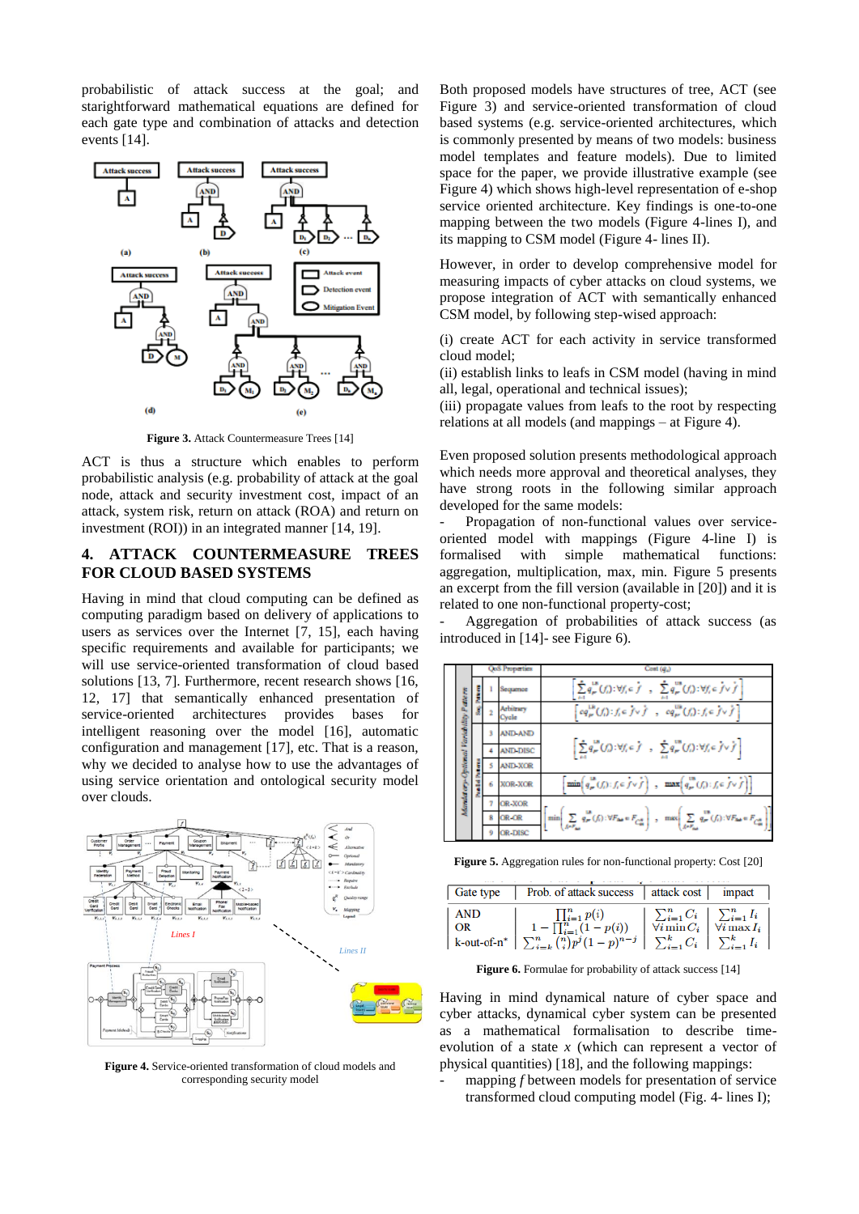probabilistic of attack success at the goal; and starightforward mathematical equations are defined for each gate type and combination of attacks and detection events [14].

**Figure 3.** Attack Countermeasure Trees [14]

ACT is thus a structure which enables to perform probabilistic analysis (e.g. probability of attack at the goal node, attack and security investment cost, impact of an attack, system risk, return on attack (ROA) and return on investment (ROI)) in an integrated manner [14, 19].

## 4. ATTACK COUNTERMEASURE TREES FOR CLOUD BASED SYSTEMS

Having in mind that cloud computing can be defined as computing paradigm based on delivery of applications to users as services over the Internet [7, 15], each having specific requirements and available for participants; we will use service-oriented transformation of cloud based solutions [13, 7]. Furthermore, recent research shows [16, 12, 17] that semantically enhanced presentation of service-oriented architectures provides bases for intelligent reasoning over the model [16], automatic configuration and management [17], etc. That is a reason, why we decided to analyse how to use the advantages of using service orientation and ontological security model over clouds.

**Figure 4.** Service-oriented transformation of cloud models and corresponding security model

Both proposed models have structures of tree, ACT (see Figure 3) and service-oriented transformation of cloud based systems (e.g. service-oriented architectures, which is commonly presented by means of two models: business model templates and feature models). Due to limited space for the paper, we provide illustrative example (see Figure 4) which shows high-level representation of e-shop service oriented architecture. Key findings is one-to-one mapping between the two models (Figure 4-lines I), and its mapping to CSM model (Figure 4- lines II).

However, in order to develop comprehensive model for measuring impacts of cyber attacks on cloud systems, we propose integration of ACT with semantically enhanced CSM model, by following step-wised approach:

(i) create ACT for each activity in service transformed cloud model;
(ii) establish links to leafs in CSM model (having in mind all, legal, operational and technical issues);
(iii) propagate values from leafs to the root by respecting relations at all models (and mappings – at Figure 4).

Even proposed solution presents methodological approach which needs more approval and theoretical analyses, they have strong roots in the following similar approach developed for the same models:

- Propagation of non-functional values over service-oriented model with mappings (Figure 4-line I) is formalised with simple mathematical functions: aggregation, multiplication, max, min. Figure 5 presents an excerpt from the fill version (available in [20]) and it is related to one non-functional property-cost;
- Aggregation of probabilities of attack success (as introduced in [14]- see Figure 6).

**Figure 5.** Aggregation rules for non-functional property: Cost [20]

| Gate type | Prob. of attack success | attack cost | impact |
|---|---|---|---|
| AND | $\prod_{i=1}^{n} p(i)$ | $\sum_{i=1}^{n} C_i$ | $\sum_{i=1}^{n} I_i$ |
| OR | $1 - \prod_{i=1}^{n}(1 - p(i))$ | $\forall i \min C_i$ | $\forall i \max I_i$ |
| k-out-of-n* | $\sum_{i=k}^{n} \binom{n}{i} p^i (1-p)^{n-i}$ | $\sum_{i=1}^{k} C_i$ | $\sum_{i=1}^{k} I_i$ |

**Figure 6.** Formulae for probability of attack success [14]

Having in mind dynamical nature of cyber space and cyber attacks, dynamical cyber system can be presented as a mathematical formalisation to describe time-evolution of a state $x$ (which can represent a vector of physical quantities) [18], and the following mappings:

- mapping $f$ between models for presentation of service transformed cloud computing model (Fig. 4- lines I);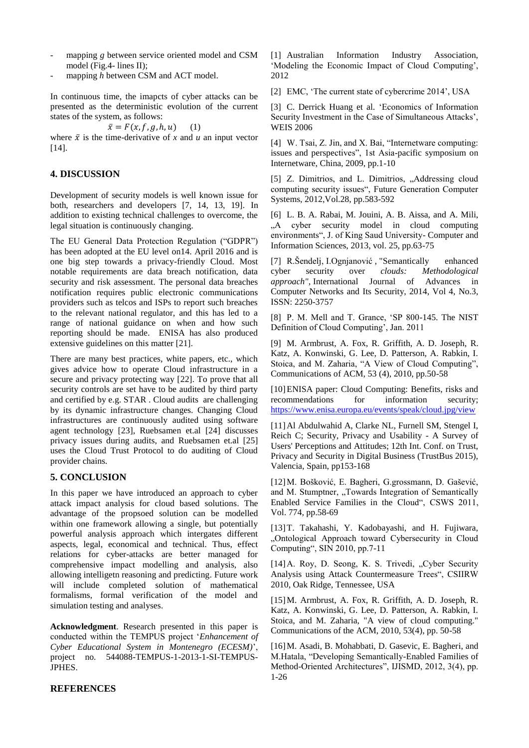- mapping *g* between service oriented model and CSM model (Fig.4- lines II);
- mapping *h* between CSM and ACT model.

In continuous time, the imapcts of cyber attacks can be presented as the deterministic evolution of the current states of the system, as follows:

$$\bar{x} = F(x, f, g, h, u) \qquad (1)$$

where $\bar{x}$ is the time-derivative of $x$ and $u$ an input vector [14].

## 4. DISCUSSION

Development of security models is well known issue for both, researchers and developers [7, 14, 13, 19]. In addition to existing technical challenges to overcome, the legal situation is continuously changing.

The EU General Data Protection Regulation ("GDPR") has been adopted at the EU level on14. April 2016 and is one big step towards a privacy-friendly Cloud. Most notable requirements are data breach notification, data security and risk assessment. The personal data breaches notification requires public electronic communications providers such as telcos and ISPs to report such breaches to the relevant national regulator, and this has led to a range of national guidance on when and how such reporting should be made. ENISA has also produced extensive guidelines on this matter [21].

There are many best practices, white papers, etc., which gives advice how to operate Cloud infrastructure in a secure and privacy protecting way [22]. To prove that all security controls are set have to be audited by third party and certified by e.g. STAR . Cloud audits are challenging by its dynamic infrastructure changes. Changing Cloud infrastructures are continuously audited using software agent technology [23], Ruebsamen et.al [24] discusses privacy issues during audits, and Ruebsamen et.al [25] uses the Cloud Trust Protocol to do auditing of Cloud provider chains.

## 5. CONCLUSION

In this paper we have introduced an approach to cyber attack impact analysis for cloud based solutions. The advantage of the propsoed solution can be modelled within one framework allowing a single, but potentially powerful analysis approach which intergates different aspects, legal, economical and technical. Thus, effect relations for cyber-attacks are better managed for comprehensive impact modelling and analysis, also allowing intelligetn reasoning and predicting. Future work will include completed solution of mathematical formalisms, formal verification of the model and simulation testing and analyses.

**Acknowledgment**. Research presented in this paper is conducted within the TEMPUS project '*Enhancement of Cyber Educational System in Montenegro (ECESM)*', project no. 544088-TEMPUS-1-2013-1-SI-TEMPUS-JPHES.

## REFERENCES

[1] Australian Information Industry Association, 'Modeling the Economic Impact of Cloud Computing', 2012

[2] EMC, 'The current state of cybercrime 2014', USA

[3] C. Derrick Huang et al. 'Economics of Information Security Investment in the Case of Simultaneous Attacks', WEIS 2006

[4] W. Tsai, Z. Jin, and X. Bai, "Internetware computing: issues and perspectives", 1st Asia-pacific symposium on Internetware, China, 2009, pp.1-10

[5] Z. Dimitrios, and L. Dimitrios, „Addressing cloud computing security issues", Future Generation Computer Systems, 2012,Vol.28, pp.583-592

[6] L. B. A. Rabai, M. Jouini, A. B. Aissa, and A. Mili, „A cyber security model in cloud computing environments", J. of King Saud University- Computer and Information Sciences, 2013, vol. 25, pp.63-75

[7] R.Šendelj, I.Ognjanović , "Semantically enhanced cyber security over *clouds: Methodological approach",* International Journal of Advances in Computer Networks and Its Security, 2014, Vol 4, No.3, ISSN: 2250-3757

[8] P. M. Mell and T. Grance, 'SP 800-145. The NIST Definition of Cloud Computing', Jan. 2011

[9] M. Armbrust, A. Fox, R. Griffith, A. D. Joseph, R. Katz, A. Konwinski, G. Lee, D. Patterson, A. Rabkin, I. Stoica, and M. Zaharia, "A View of Cloud Computing", Communications of ACM, 53 (4), 2010, pp.50-58

[10] ENISA paper: Cloud Computing: Benefits, risks and recommendations for information security; https://www.enisa.europa.eu/events/speak/cloud.jpg/view

[11] Al Abdulwahid A, Clarke NL, Furnell SM, Stengel I, Reich C; Security, Privacy and Usability - A Survey of Users' Perceptions and Attitudes; 12th Int. Conf. on Trust, Privacy and Security in Digital Business (TrustBus 2015), Valencia, Spain, pp153-168

[12] M. Bošković, E. Bagheri, G.grossmann, D. Gašević, and M. Stumptner, „Towards Integration of Semantically Enabled Service Families in the Cloud", CSWS 2011, Vol. 774, pp.58-69

[13] T. Takahashi, Y. Kadobayashi, and H. Fujiwara, „Ontological Approach toward Cybersecurity in Cloud Computing", SIN 2010, pp.7-11

[14] A. Roy, D. Seong, K. S. Trivedi, „Cyber Security Analysis using Attack Countermeasure Trees", CSIIRW 2010, Oak Ridge, Tennessee, USA

[15] M. Armbrust, A. Fox, R. Griffith, A. D. Joseph, R. Katz, A. Konwinski, G. Lee, D. Patterson, A. Rabkin, I. Stoica, and M. Zaharia, "A view of cloud computing." Communications of the ACM, 2010, 53(4), pp. 50-58

[16] M. Asadi, B. Mohabbati, D. Gasevic, E. Bagheri, and M.Hatala, "Developing Semantically-Enabled Families of Method-Oriented Architectures", IJISMD, 2012, 3(4), pp. 1-26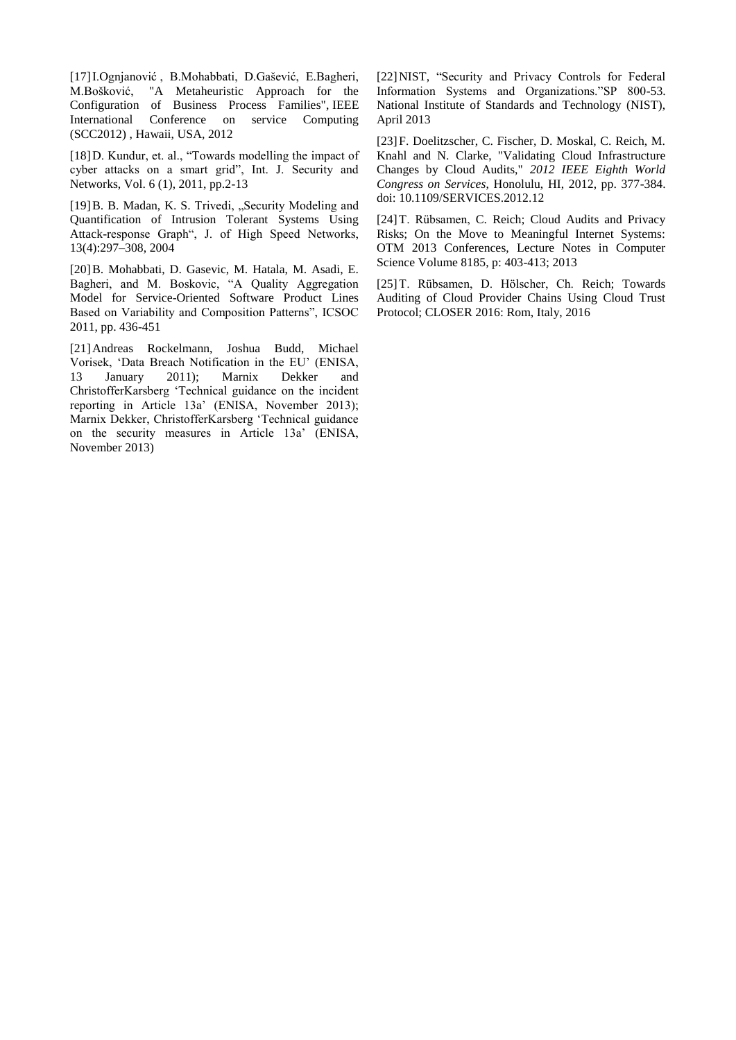[17] I.Ognjanović , B.Mohabbati, D.Gašević, E.Bagheri, M.Bošković, "A Metaheuristic Approach for the Configuration of Business Process Families", IEEE International Conference on service Computing (SCC2012) , Hawaii, USA, 2012

[18] D. Kundur, et. al., “Towards modelling the impact of cyber attacks on a smart grid”, Int. J. Security and Networks, Vol. 6 (1), 2011, pp.2-13

[19] B. B. Madan, K. S. Trivedi, „Security Modeling and Quantification of Intrusion Tolerant Systems Using Attack-response Graph“, J. of High Speed Networks, 13(4):297–308, 2004

[20] B. Mohabbati, D. Gasevic, M. Hatala, M. Asadi, E. Bagheri, and M. Boskovic, “A Quality Aggregation Model for Service-Oriented Software Product Lines Based on Variability and Composition Patterns”, ICSOC 2011, pp. 436-451

[21] Andreas Rockelmann, Joshua Budd, Michael Vorisek, ‘Data Breach Notification in the EU’ (ENISA, 13 January 2011); Marnix Dekker and ChristofferKarsberg ‘Technical guidance on the incident reporting in Article 13a’ (ENISA, November 2013); Marnix Dekker, ChristofferKarsberg ‘Technical guidance on the security measures in Article 13a’ (ENISA, November 2013)

[22] NIST, “Security and Privacy Controls for Federal Information Systems and Organizations.”SP 800-53. National Institute of Standards and Technology (NIST), April 2013

[23] F. Doelitzscher, C. Fischer, D. Moskal, C. Reich, M. Knahl and N. Clarke, "Validating Cloud Infrastructure Changes by Cloud Audits," *2012 IEEE Eighth World Congress on Services*, Honolulu, HI, 2012, pp. 377-384. doi: 10.1109/SERVICES.2012.12

[24] T. Rübsamen, C. Reich; Cloud Audits and Privacy Risks; On the Move to Meaningful Internet Systems: OTM 2013 Conferences, Lecture Notes in Computer Science Volume 8185, p: 403-413; 2013

[25] T. Rübsamen, D. Hölscher, Ch. Reich; Towards Auditing of Cloud Provider Chains Using Cloud Trust Protocol; CLOSER 2016: Rom, Italy, 2016